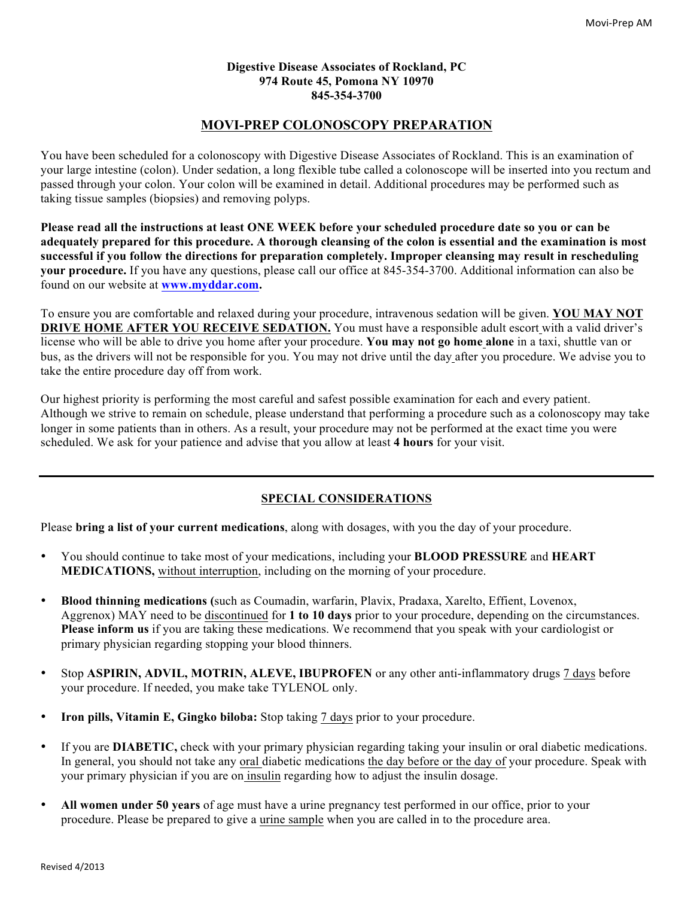**Digestive Disease Associates of Rockland, PC**
**974 Route 45, Pomona NY 10970**
**845-354-3700**

# MOVI-PREP COLONOSCOPY PREPARATION

You have been scheduled for a colonoscopy with Digestive Disease Associates of Rockland. This is an examination of your large intestine (colon). Under sedation, a long flexible tube called a colonoscope will be inserted into you rectum and passed through your colon. Your colon will be examined in detail. Additional procedures may be performed such as taking tissue samples (biopsies) and removing polyps.

**Please read all the instructions at least ONE WEEK before your scheduled procedure date so you or can be adequately prepared for this procedure. A thorough cleansing of the colon is essential and the examination is most successful if you follow the directions for preparation completely. Improper cleansing may result in rescheduling your procedure.** If you have any questions, please call our office at 845-354-3700. Additional information can also be found on our website at **www.myddar.com.**

To ensure you are comfortable and relaxed during your procedure, intravenous sedation will be given. **YOU MAY NOT DRIVE HOME AFTER YOU RECEIVE SEDATION.** You must have a responsible adult escort with a valid driver's license who will be able to drive you home after your procedure. **You may not go home alone** in a taxi, shuttle van or bus, as the drivers will not be responsible for you. You may not drive until the day after you procedure. We advise you to take the entire procedure day off from work.

Our highest priority is performing the most careful and safest possible examination for each and every patient. Although we strive to remain on schedule, please understand that performing a procedure such as a colonoscopy may take longer in some patients than in others. As a result, your procedure may not be performed at the exact time you were scheduled. We ask for your patience and advise that you allow at least **4 hours** for your visit.

---

## SPECIAL CONSIDERATIONS

Please **bring a list of your current medications**, along with dosages, with you the day of your procedure.

- You should continue to take most of your medications, including your **BLOOD PRESSURE** and **HEART MEDICATIONS,** without interruption, including on the morning of your procedure.
- **Blood thinning medications (**such as Coumadin, warfarin, Plavix, Pradaxa, Xarelto, Effient, Lovenox, Aggrenox) MAY need to be discontinued for **1 to 10 days** prior to your procedure, depending on the circumstances. **Please inform us** if you are taking these medications. We recommend that you speak with your cardiologist or primary physician regarding stopping your blood thinners.
- Stop **ASPIRIN, ADVIL, MOTRIN, ALEVE, IBUPROFEN** or any other anti-inflammatory drugs 7 days before your procedure. If needed, you make take TYLENOL only.
- **Iron pills, Vitamin E, Gingko biloba:** Stop taking 7 days prior to your procedure.
- If you are **DIABETIC,** check with your primary physician regarding taking your insulin or oral diabetic medications. In general, you should not take any oral diabetic medications the day before or the day of your procedure. Speak with your primary physician if you are on insulin regarding how to adjust the insulin dosage.
- **All women under 50 years** of age must have a urine pregnancy test performed in our office, prior to your procedure. Please be prepared to give a urine sample when you are called in to the procedure area.

Revised 4/2013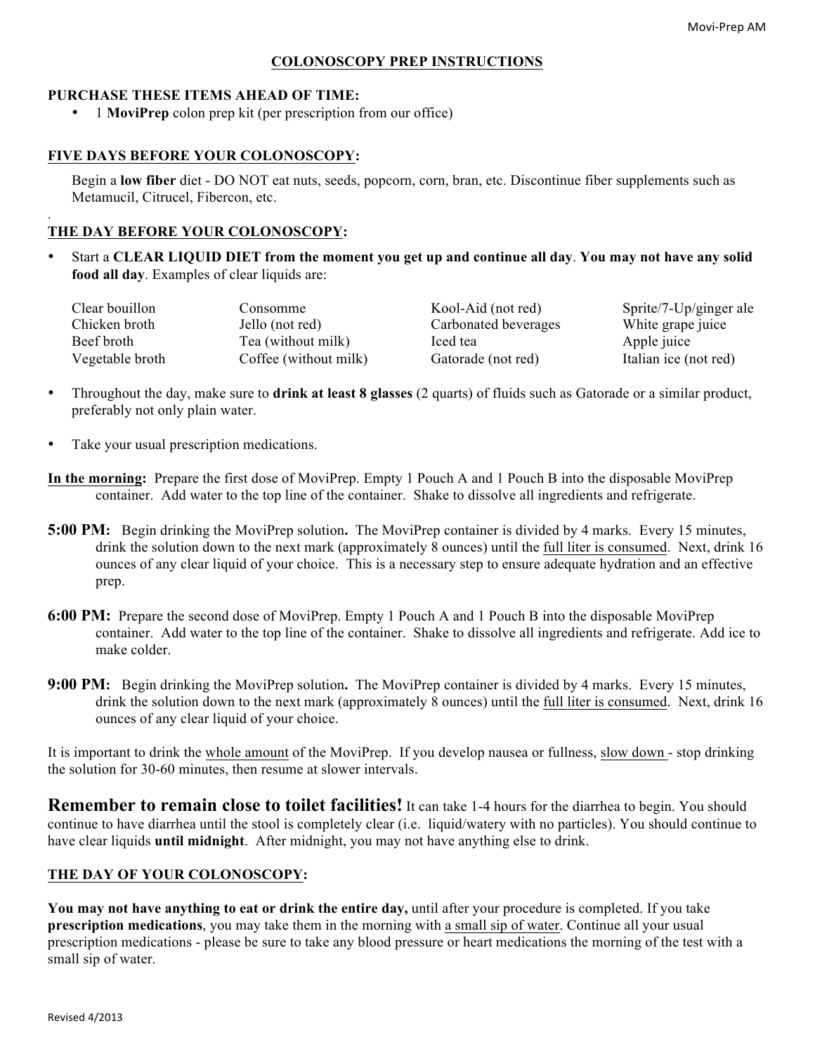# COLONOSCOPY PREP INSTRUCTIONS

**PURCHASE THESE ITEMS AHEAD OF TIME:**

- 1 **MoviPrep** colon prep kit (per prescription from our office)

## FIVE DAYS BEFORE YOUR COLONOSCOPY:

Begin a **low fiber** diet - DO NOT eat nuts, seeds, popcorn, corn, bran, etc. Discontinue fiber supplements such as Metamucil, Citrucel, Fibercon, etc.

## THE DAY BEFORE YOUR COLONOSCOPY:

- Start a **CLEAR LIQUID DIET from the moment you get up and continue all day**. **You may not have any solid food all day**. Examples of clear liquids are:

| | | | |
|---|---|---|---|
| Clear bouillon | Consomme | Kool-Aid (not red) | Sprite/7-Up/ginger ale |
| Chicken broth | Jello (not red) | Carbonated beverages | White grape juice |
| Beef broth | Tea (without milk) | Iced tea | Apple juice |
| Vegetable broth | Coffee (without milk) | Gatorade (not red) | Italian ice (not red) |

- Throughout the day, make sure to **drink at least 8 glasses** (2 quarts) of fluids such as Gatorade or a similar product, preferably not only plain water.
- Take your usual prescription medications.

**In the morning:** Prepare the first dose of MoviPrep. Empty 1 Pouch A and 1 Pouch B into the disposable MoviPrep container. Add water to the top line of the container. Shake to dissolve all ingredients and refrigerate.

**5:00 PM:** Begin drinking the MoviPrep solution**.** The MoviPrep container is divided by 4 marks. Every 15 minutes, drink the solution down to the next mark (approximately 8 ounces) until the full liter is consumed. Next, drink 16 ounces of any clear liquid of your choice. This is a necessary step to ensure adequate hydration and an effective prep.

**6:00 PM:** Prepare the second dose of MoviPrep. Empty 1 Pouch A and 1 Pouch B into the disposable MoviPrep container. Add water to the top line of the container. Shake to dissolve all ingredients and refrigerate. Add ice to make colder.

**9:00 PM:** Begin drinking the MoviPrep solution**.** The MoviPrep container is divided by 4 marks. Every 15 minutes, drink the solution down to the next mark (approximately 8 ounces) until the full liter is consumed. Next, drink 16 ounces of any clear liquid of your choice.

It is important to drink the whole amount of the MoviPrep. If you develop nausea or fullness, slow down - stop drinking the solution for 30-60 minutes, then resume at slower intervals.

**Remember to remain close to toilet facilities!** It can take 1-4 hours for the diarrhea to begin. You should continue to have diarrhea until the stool is completely clear (i.e. liquid/watery with no particles). You should continue to have clear liquids **until midnight**. After midnight, you may not have anything else to drink.

## THE DAY OF YOUR COLONOSCOPY:

**You may not have anything to eat or drink the entire day,** until after your procedure is completed. If you take **prescription medications**, you may take them in the morning with a small sip of water. Continue all your usual prescription medications - please be sure to take any blood pressure or heart medications the morning of the test with a small sip of water.

Revised 4/2013